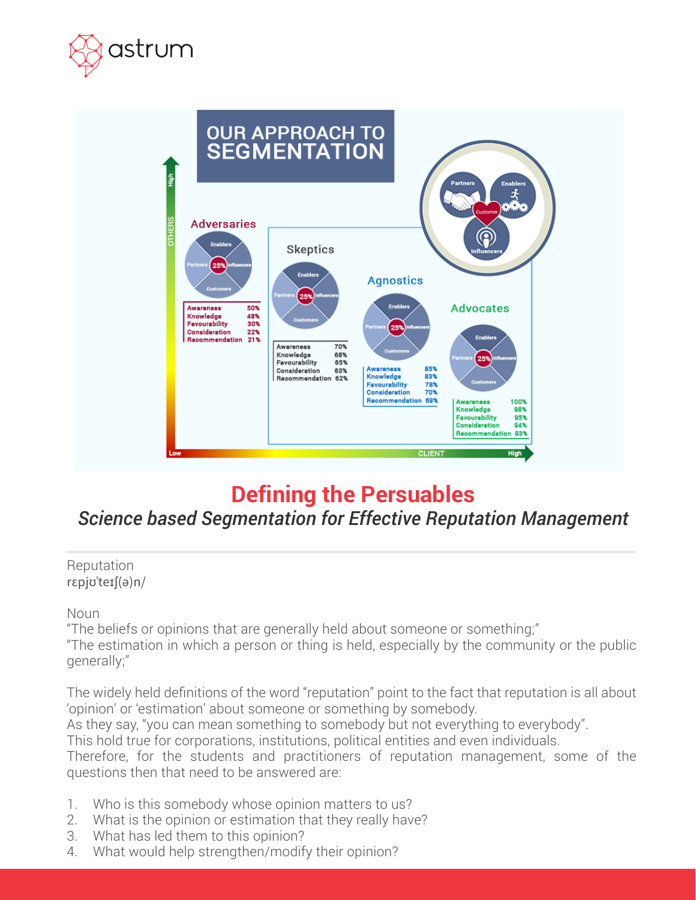# Defining the Persuables

*Science based Segmentation for Effective Reputation Management*

---

Reputation
rɛpjʊˈteɪʃ(ə)n/

Noun
“The beliefs or opinions that are generally held about someone or something;”
“The estimation in which a person or thing is held, especially by the community or the public generally;”

The widely held definitions of the word “reputation” point to the fact that reputation is all about ‘opinion’ or ‘estimation’ about someone or something by somebody.
As they say, “you can mean something to somebody but not everything to everybody”.
This hold true for corporations, institutions, political entities and even individuals.
Therefore, for the students and practitioners of reputation management, some of the questions then that need to be answered are:

1. Who is this somebody whose opinion matters to us?
2. What is the opinion or estimation that they really have?
3. What has led them to this opinion?
4. What would help strengthen/modify their opinion?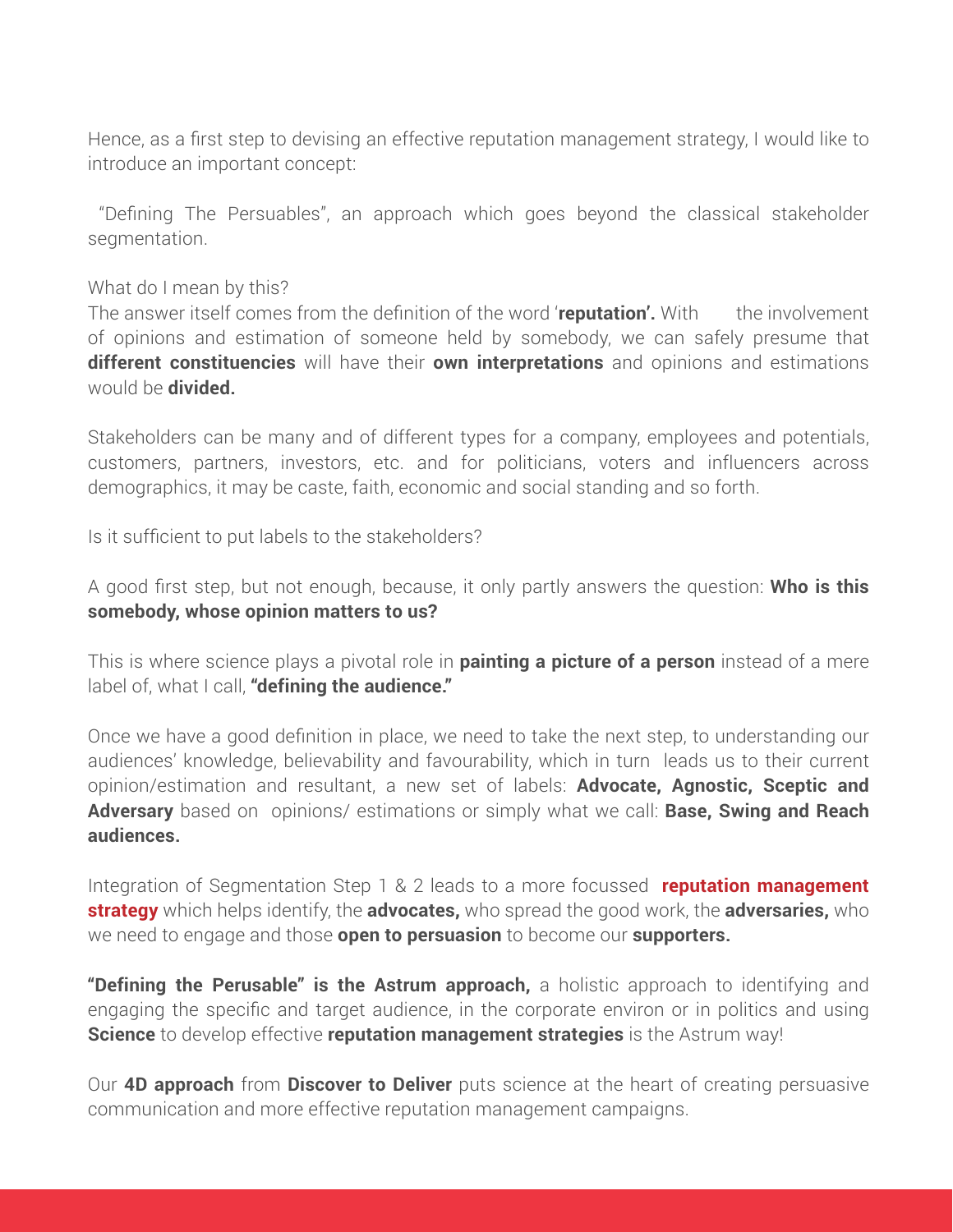Hence, as a first step to devising an effective reputation management strategy, I would like to introduce an important concept:

"Defining The Persuables", an approach which goes beyond the classical stakeholder segmentation.

What do I mean by this?
The answer itself comes from the definition of the word '**reputation'.** With the involvement of opinions and estimation of someone held by somebody, we can safely presume that **different constituencies** will have their **own interpretations** and opinions and estimations would be **divided.**

Stakeholders can be many and of different types for a company, employees and potentials, customers, partners, investors, etc. and for politicians, voters and influencers across demographics, it may be caste, faith, economic and social standing and so forth.

Is it sufficient to put labels to the stakeholders?

A good first step, but not enough, because, it only partly answers the question: **Who is this somebody, whose opinion matters to us?**

This is where science plays a pivotal role in **painting a picture of a person** instead of a mere label of, what I call, **"defining the audience."**

Once we have a good definition in place, we need to take the next step, to understanding our audiences' knowledge, believability and favourability, which in turn leads us to their current opinion/estimation and resultant, a new set of labels: **Advocate, Agnostic, Sceptic and Adversary** based on opinions/ estimations or simply what we call: **Base, Swing and Reach audiences.**

Integration of Segmentation Step 1 & 2 leads to a more focussed **reputation management strategy** which helps identify, the **advocates,** who spread the good work, the **adversaries,** who we need to engage and those **open to persuasion** to become our **supporters.**

**"Defining the Perusable" is the Astrum approach,** a holistic approach to identifying and engaging the specific and target audience, in the corporate environ or in politics and using **Science** to develop effective **reputation management strategies** is the Astrum way!

Our **4D approach** from **Discover to Deliver** puts science at the heart of creating persuasive communication and more effective reputation management campaigns.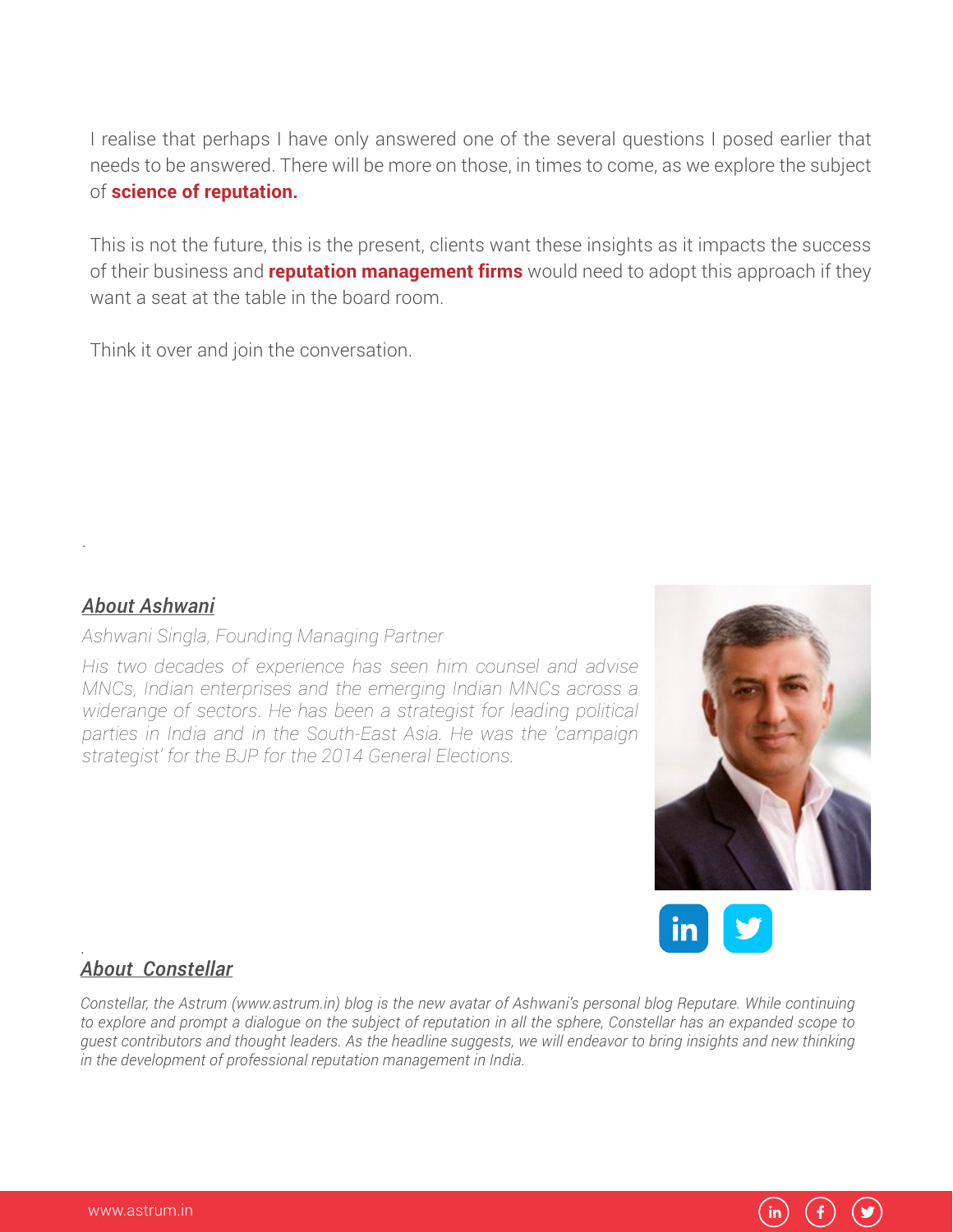I realise that perhaps I have only answered one of the several questions I posed earlier that needs to be answered. There will be more on those, in times to come, as we explore the subject of **science of reputation.**

This is not the future, this is the present, clients want these insights as it impacts the success of their business and **reputation management firms** would need to adopt this approach if they want a seat at the table in the board room.

Think it over and join the conversation.

## *About Ashwani*

*Ashwani Singla, Founding Managing Partner*

*His two decades of experience has seen him counsel and advise MNCs, Indian enterprises and the emerging Indian MNCs across a widerange of sectors. He has been a strategist for leading political parties in India and in the South-East Asia. He was the 'campaign strategist' for the BJP for the 2014 General Elections.*

## *About Constellar*

*Constellar, the Astrum (www.astrum.in) blog is the new avatar of Ashwani's personal blog Reputare. While continuing to explore and prompt a dialogue on the subject of reputation in all the sphere, Constellar has an expanded scope to guest contributors and thought leaders. As the headline suggests, we will endeavor to bring insights and new thinking in the development of professional reputation management in India.*